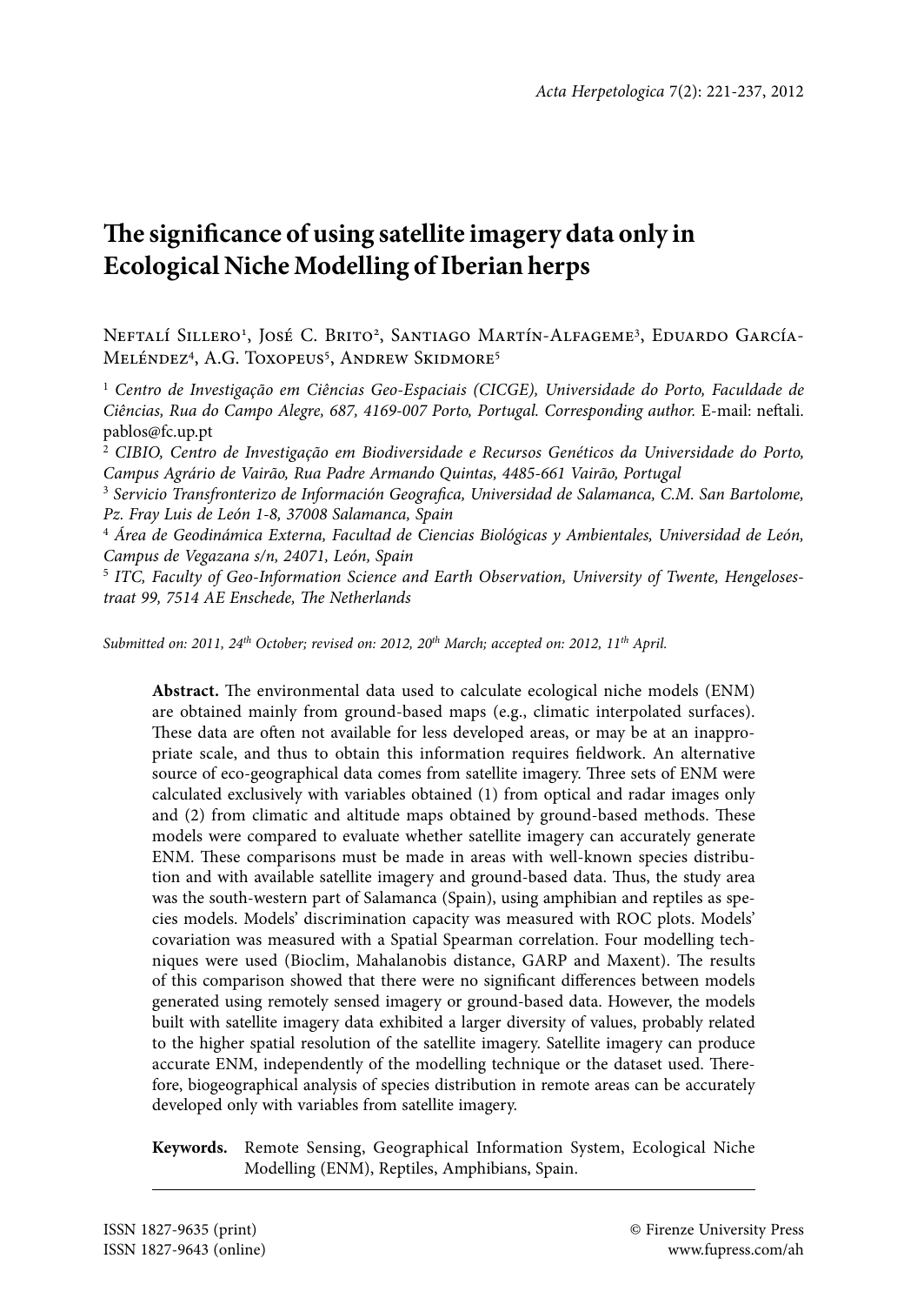# The significance of using satellite imagery data only in Ecological Niche Modelling of Iberian herps

Neftalí Sillero[1], José C. Brito[2], Santiago Martín-Alfageme[3], Eduardo García-Meléndez[4], A.G. Toxopeus[5], Andrew Skidmore[5]

[1] *Centro de Investigação em Ciências Geo-Espaciais (CICGE), Universidade do Porto, Faculdade de Ciências, Rua do Campo Alegre, 687, 4169-007 Porto, Portugal. Corresponding author.* E-mail: neftali.pablos@fc.up.pt

[2] *CIBIO, Centro de Investigação em Biodiversidade e Recursos Genéticos da Universidade do Porto, Campus Agrário de Vairão, Rua Padre Armando Quintas, 4485-661 Vairão, Portugal*

[3] *Servicio Transfronterizo de Información Geografica, Universidad de Salamanca, C.M. San Bartolome, Pz. Fray Luis de León 1-8, 37008 Salamanca, Spain*

[4] *Área de Geodinámica Externa, Facultad de Ciencias Biológicas y Ambientales, Universidad de León, Campus de Vegazana s/n, 24071, León, Spain*

[5] *ITC, Faculty of Geo-Information Science and Earth Observation, University of Twente, Hengelosestraat 99, 7514 AE Enschede, The Netherlands*

*Submitted on: 2011, 24th October; revised on: 2012, 20th March; accepted on: 2012, 11th April.*

**Abstract.** The environmental data used to calculate ecological niche models (ENM) are obtained mainly from ground-based maps (e.g., climatic interpolated surfaces). These data are often not available for less developed areas, or may be at an inappropriate scale, and thus to obtain this information requires fieldwork. An alternative source of eco-geographical data comes from satellite imagery. Three sets of ENM were calculated exclusively with variables obtained (1) from optical and radar images only and (2) from climatic and altitude maps obtained by ground-based methods. These models were compared to evaluate whether satellite imagery can accurately generate ENM. These comparisons must be made in areas with well-known species distribution and with available satellite imagery and ground-based data. Thus, the study area was the south-western part of Salamanca (Spain), using amphibian and reptiles as species models. Models' discrimination capacity was measured with ROC plots. Models' covariation was measured with a Spatial Spearman correlation. Four modelling techniques were used (Bioclim, Mahalanobis distance, GARP and Maxent). The results of this comparison showed that there were no significant differences between models generated using remotely sensed imagery or ground-based data. However, the models built with satellite imagery data exhibited a larger diversity of values, probably related to the higher spatial resolution of the satellite imagery. Satellite imagery can produce accurate ENM, independently of the modelling technique or the dataset used. Therefore, biogeographical analysis of species distribution in remote areas can be accurately developed only with variables from satellite imagery.

**Keywords.** Remote Sensing, Geographical Information System, Ecological Niche Modelling (ENM), Reptiles, Amphibians, Spain.

ISSN 1827-9635 (print)
ISSN 1827-9643 (online)

© Firenze University Press
www.fupress.com/ah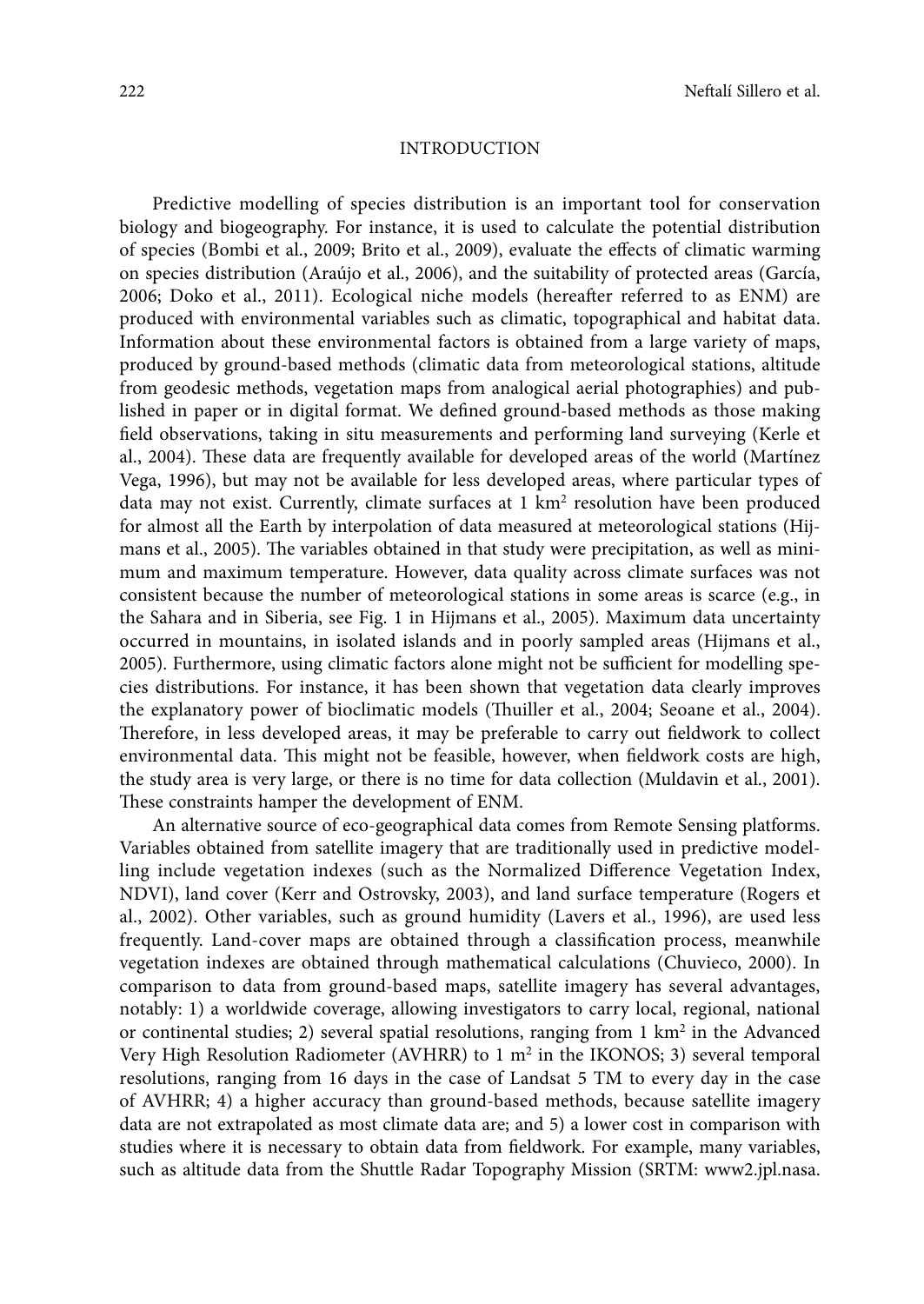## INTRODUCTION

Predictive modelling of species distribution is an important tool for conservation biology and biogeography. For instance, it is used to calculate the potential distribution of species (Bombi et al., 2009; Brito et al., 2009), evaluate the effects of climatic warming on species distribution (Araújo et al., 2006), and the suitability of protected areas (García, 2006; Doko et al., 2011). Ecological niche models (hereafter referred to as ENM) are produced with environmental variables such as climatic, topographical and habitat data. Information about these environmental factors is obtained from a large variety of maps, produced by ground-based methods (climatic data from meteorological stations, altitude from geodesic methods, vegetation maps from analogical aerial photographies) and published in paper or in digital format. We defined ground-based methods as those making field observations, taking in situ measurements and performing land surveying (Kerle et al., 2004). These data are frequently available for developed areas of the world (Martínez Vega, 1996), but may not be available for less developed areas, where particular types of data may not exist. Currently, climate surfaces at 1 $km^2$ resolution have been produced for almost all the Earth by interpolation of data measured at meteorological stations (Hijmans et al., 2005). The variables obtained in that study were precipitation, as well as minimum and maximum temperature. However, data quality across climate surfaces was not consistent because the number of meteorological stations in some areas is scarce (e.g., in the Sahara and in Siberia, see Fig. 1 in Hijmans et al., 2005). Maximum data uncertainty occurred in mountains, in isolated islands and in poorly sampled areas (Hijmans et al., 2005). Furthermore, using climatic factors alone might not be sufficient for modelling species distributions. For instance, it has been shown that vegetation data clearly improves the explanatory power of bioclimatic models (Thuiller et al., 2004; Seoane et al., 2004). Therefore, in less developed areas, it may be preferable to carry out fieldwork to collect environmental data. This might not be feasible, however, when fieldwork costs are high, the study area is very large, or there is no time for data collection (Muldavin et al., 2001). These constraints hamper the development of ENM.

An alternative source of eco-geographical data comes from Remote Sensing platforms. Variables obtained from satellite imagery that are traditionally used in predictive modelling include vegetation indexes (such as the Normalized Difference Vegetation Index, NDVI), land cover (Kerr and Ostrovsky, 2003), and land surface temperature (Rogers et al., 2002). Other variables, such as ground humidity (Lavers et al., 1996), are used less frequently. Land-cover maps are obtained through a classification process, meanwhile vegetation indexes are obtained through mathematical calculations (Chuvieco, 2000). In comparison to data from ground-based maps, satellite imagery has several advantages, notably: 1) a worldwide coverage, allowing investigators to carry local, regional, national or continental studies; 2) several spatial resolutions, ranging from 1 $km^2$ in the Advanced Very High Resolution Radiometer (AVHRR) to 1 $m^2$ in the IKONOS; 3) several temporal resolutions, ranging from 16 days in the case of Landsat 5 TM to every day in the case of AVHRR; 4) a higher accuracy than ground-based methods, because satellite imagery data are not extrapolated as most climate data are; and 5) a lower cost in comparison with studies where it is necessary to obtain data from fieldwork. For example, many variables, such as altitude data from the Shuttle Radar Topography Mission (SRTM: www2.jpl.nasa.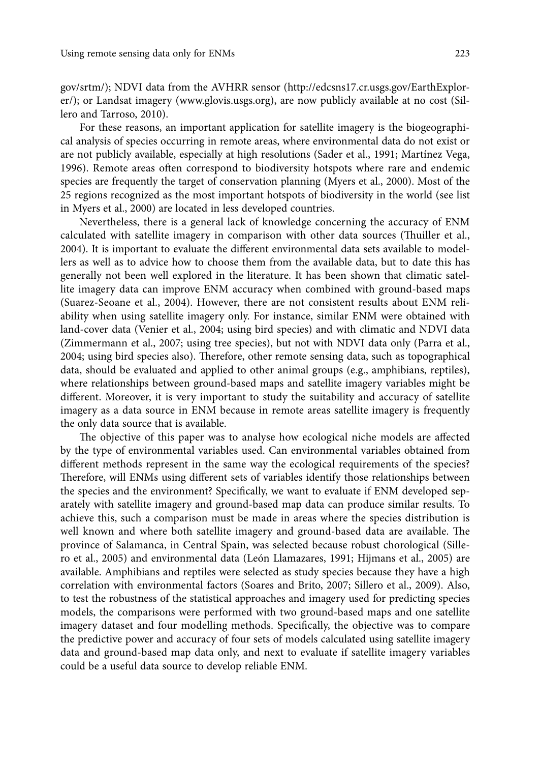gov/srtm/); NDVI data from the AVHRR sensor (http://edcsns17.cr.usgs.gov/EarthExplorer/); or Landsat imagery (www.glovis.usgs.org), are now publicly available at no cost (Sillero and Tarroso, 2010).

For these reasons, an important application for satellite imagery is the biogeographical analysis of species occurring in remote areas, where environmental data do not exist or are not publicly available, especially at high resolutions (Sader et al., 1991; Martínez Vega, 1996). Remote areas often correspond to biodiversity hotspots where rare and endemic species are frequently the target of conservation planning (Myers et al., 2000). Most of the 25 regions recognized as the most important hotspots of biodiversity in the world (see list in Myers et al., 2000) are located in less developed countries.

Nevertheless, there is a general lack of knowledge concerning the accuracy of ENM calculated with satellite imagery in comparison with other data sources (Thuiller et al., 2004). It is important to evaluate the different environmental data sets available to modellers as well as to advice how to choose them from the available data, but to date this has generally not been well explored in the literature. It has been shown that climatic satellite imagery data can improve ENM accuracy when combined with ground-based maps (Suarez-Seoane et al., 2004). However, there are not consistent results about ENM reliability when using satellite imagery only. For instance, similar ENM were obtained with land-cover data (Venier et al., 2004; using bird species) and with climatic and NDVI data (Zimmermann et al., 2007; using tree species), but not with NDVI data only (Parra et al., 2004; using bird species also). Therefore, other remote sensing data, such as topographical data, should be evaluated and applied to other animal groups (e.g., amphibians, reptiles), where relationships between ground-based maps and satellite imagery variables might be different. Moreover, it is very important to study the suitability and accuracy of satellite imagery as a data source in ENM because in remote areas satellite imagery is frequently the only data source that is available.

The objective of this paper was to analyse how ecological niche models are affected by the type of environmental variables used. Can environmental variables obtained from different methods represent in the same way the ecological requirements of the species? Therefore, will ENMs using different sets of variables identify those relationships between the species and the environment? Specifically, we want to evaluate if ENM developed separately with satellite imagery and ground-based map data can produce similar results. To achieve this, such a comparison must be made in areas where the species distribution is well known and where both satellite imagery and ground-based data are available. The province of Salamanca, in Central Spain, was selected because robust chorological (Sillero et al., 2005) and environmental data (León Llamazares, 1991; Hijmans et al., 2005) are available. Amphibians and reptiles were selected as study species because they have a high correlation with environmental factors (Soares and Brito, 2007; Sillero et al., 2009). Also, to test the robustness of the statistical approaches and imagery used for predicting species models, the comparisons were performed with two ground-based maps and one satellite imagery dataset and four modelling methods. Specifically, the objective was to compare the predictive power and accuracy of four sets of models calculated using satellite imagery data and ground-based map data only, and next to evaluate if satellite imagery variables could be a useful data source to develop reliable ENM.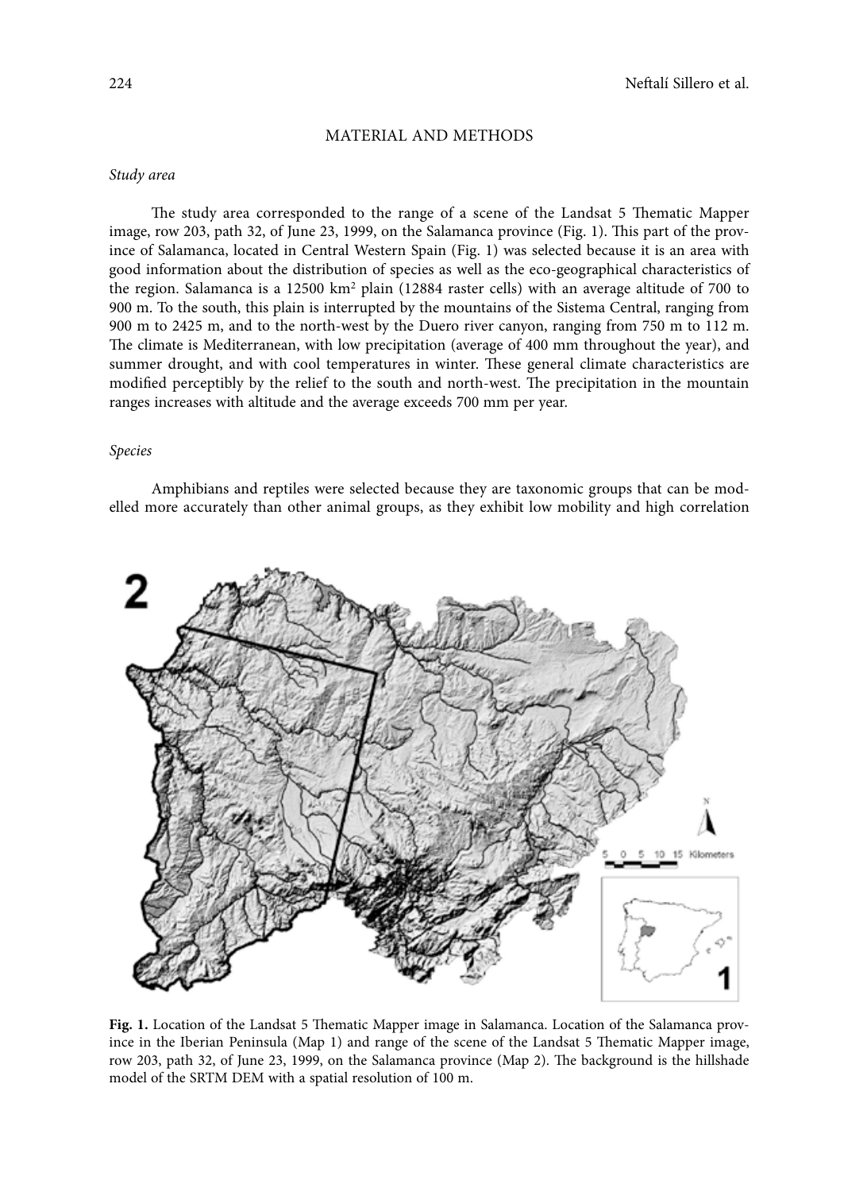## MATERIAL AND METHODS

### *Study area*

The study area corresponded to the range of a scene of the Landsat 5 Thematic Mapper image, row 203, path 32, of June 23, 1999, on the Salamanca province (Fig. 1). This part of the province of Salamanca, located in Central Western Spain (Fig. 1) was selected because it is an area with good information about the distribution of species as well as the eco-geographical characteristics of the region. Salamanca is a 12500 km$^2$ plain (12884 raster cells) with an average altitude of 700 to 900 m. To the south, this plain is interrupted by the mountains of the Sistema Central, ranging from 900 m to 2425 m, and to the north-west by the Duero river canyon, ranging from 750 m to 112 m. The climate is Mediterranean, with low precipitation (average of 400 mm throughout the year), and summer drought, and with cool temperatures in winter. These general climate characteristics are modified perceptibly by the relief to the south and north-west. The precipitation in the mountain ranges increases with altitude and the average exceeds 700 mm per year.

### *Species*

Amphibians and reptiles were selected because they are taxonomic groups that can be modelled more accurately than other animal groups, as they exhibit low mobility and high correlation

**Fig. 1.** Location of the Landsat 5 Thematic Mapper image in Salamanca. Location of the Salamanca province in the Iberian Peninsula (Map 1) and range of the scene of the Landsat 5 Thematic Mapper image, row 203, path 32, of June 23, 1999, on the Salamanca province (Map 2). The background is the hillshade model of the SRTM DEM with a spatial resolution of 100 m.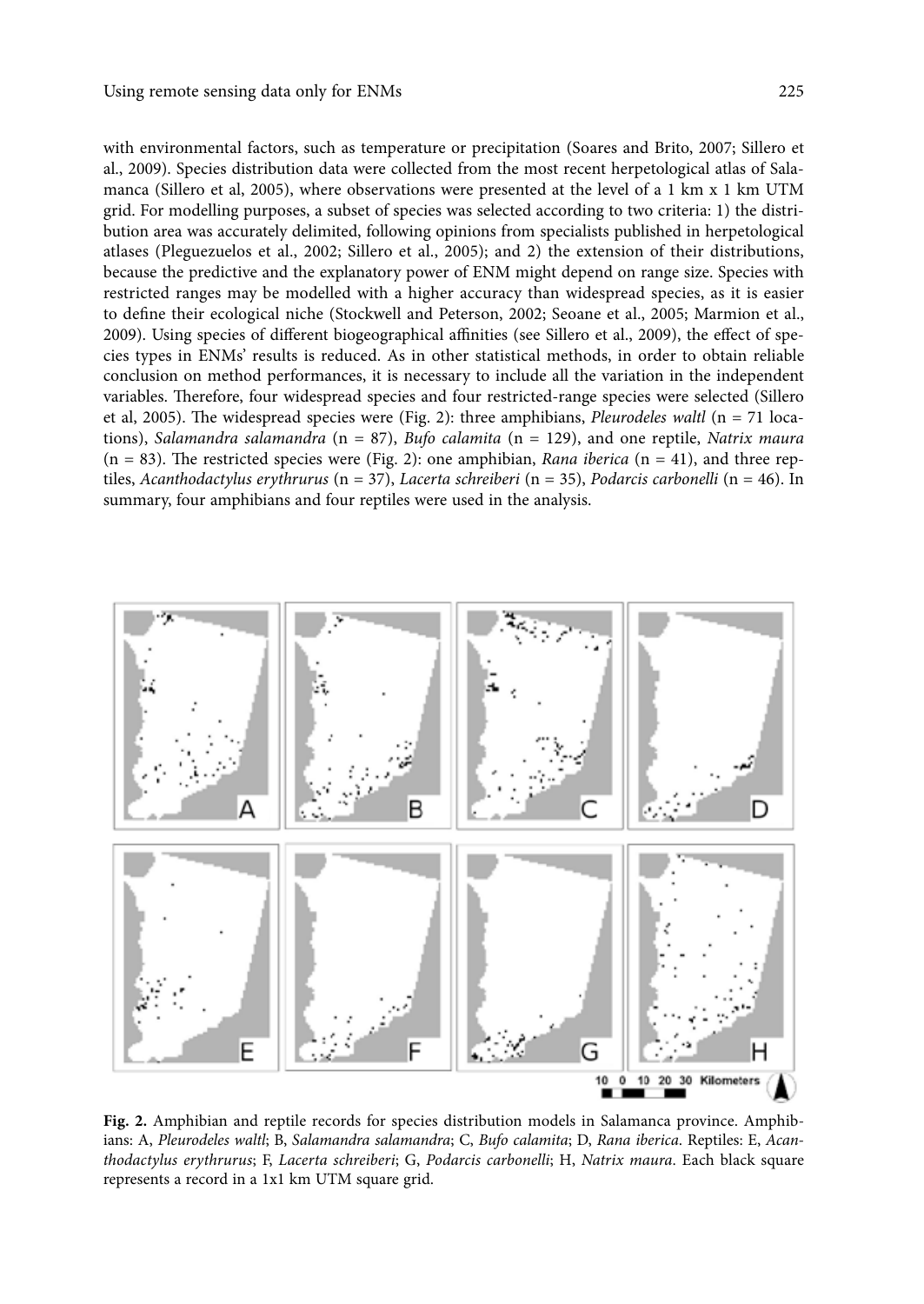with environmental factors, such as temperature or precipitation (Soares and Brito, 2007; Sillero et al., 2009). Species distribution data were collected from the most recent herpetological atlas of Salamanca (Sillero et al, 2005), where observations were presented at the level of a 1 km x 1 km UTM grid. For modelling purposes, a subset of species was selected according to two criteria: 1) the distribution area was accurately delimited, following opinions from specialists published in herpetological atlases (Pleguezuelos et al., 2002; Sillero et al., 2005); and 2) the extension of their distributions, because the predictive and the explanatory power of ENM might depend on range size. Species with restricted ranges may be modelled with a higher accuracy than widespread species, as it is easier to define their ecological niche (Stockwell and Peterson, 2002; Seoane et al., 2005; Marmion et al., 2009). Using species of different biogeographical affinities (see Sillero et al., 2009), the effect of species types in ENMs' results is reduced. As in other statistical methods, in order to obtain reliable conclusion on method performances, it is necessary to include all the variation in the independent variables. Therefore, four widespread species and four restricted-range species were selected (Sillero et al, 2005). The widespread species were (Fig. 2): three amphibians, *Pleurodeles waltl* (n = 71 locations), *Salamandra salamandra* (n = 87), *Bufo calamita* (n = 129), and one reptile, *Natrix maura* (n = 83). The restricted species were (Fig. 2): one amphibian, *Rana iberica* (n = 41), and three reptiles, *Acanthodactylus erythrurus* (n = 37), *Lacerta schreiberi* (n = 35), *Podarcis carbonelli* (n = 46). In summary, four amphibians and four reptiles were used in the analysis.

**Fig. 2.** Amphibian and reptile records for species distribution models in Salamanca province. Amphibians: A, *Pleurodeles waltl*; B, *Salamandra salamandra*; C, *Bufo calamita*; D, *Rana iberica*. Reptiles: E, *Acanthodactylus erythrurus*; F, *Lacerta schreiberi*; G, *Podarcis carbonelli*; H, *Natrix maura*. Each black square represents a record in a 1x1 km UTM square grid.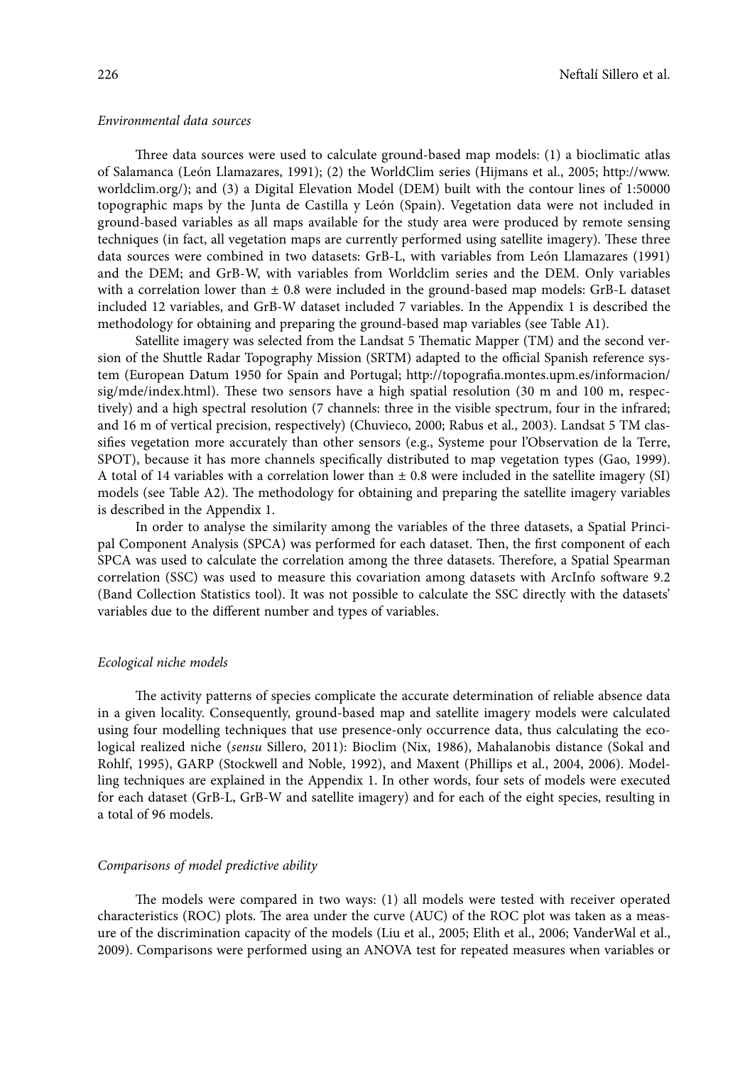*Environmental data sources*

Three data sources were used to calculate ground-based map models: (1) a bioclimatic atlas of Salamanca (León Llamazares, 1991); (2) the WorldClim series (Hijmans et al., 2005; http://www.worldclim.org/); and (3) a Digital Elevation Model (DEM) built with the contour lines of 1:50000 topographic maps by the Junta de Castilla y León (Spain). Vegetation data were not included in ground-based variables as all maps available for the study area were produced by remote sensing techniques (in fact, all vegetation maps are currently performed using satellite imagery). These three data sources were combined in two datasets: GrB-L, with variables from León Llamazares (1991) and the DEM; and GrB-W, with variables from Worldclim series and the DEM. Only variables with a correlation lower than ± 0.8 were included in the ground-based map models: GrB-L dataset included 12 variables, and GrB-W dataset included 7 variables. In the Appendix 1 is described the methodology for obtaining and preparing the ground-based map variables (see Table A1).

Satellite imagery was selected from the Landsat 5 Thematic Mapper (TM) and the second version of the Shuttle Radar Topography Mission (SRTM) adapted to the official Spanish reference system (European Datum 1950 for Spain and Portugal; http://topografia.montes.upm.es/informacion/sig/mde/index.html). These two sensors have a high spatial resolution (30 m and 100 m, respectively) and a high spectral resolution (7 channels: three in the visible spectrum, four in the infrared; and 16 m of vertical precision, respectively) (Chuvieco, 2000; Rabus et al., 2003). Landsat 5 TM classifies vegetation more accurately than other sensors (e.g., Systeme pour l'Observation de la Terre, SPOT), because it has more channels specifically distributed to map vegetation types (Gao, 1999). A total of 14 variables with a correlation lower than ± 0.8 were included in the satellite imagery (SI) models (see Table A2). The methodology for obtaining and preparing the satellite imagery variables is described in the Appendix 1.

In order to analyse the similarity among the variables of the three datasets, a Spatial Principal Component Analysis (SPCA) was performed for each dataset. Then, the first component of each SPCA was used to calculate the correlation among the three datasets. Therefore, a Spatial Spearman correlation (SSC) was used to measure this covariation among datasets with ArcInfo software 9.2 (Band Collection Statistics tool). It was not possible to calculate the SSC directly with the datasets' variables due to the different number and types of variables.

*Ecological niche models*

The activity patterns of species complicate the accurate determination of reliable absence data in a given locality. Consequently, ground-based map and satellite imagery models were calculated using four modelling techniques that use presence-only occurrence data, thus calculating the ecological realized niche (*sensu* Sillero, 2011): Bioclim (Nix, 1986), Mahalanobis distance (Sokal and Rohlf, 1995), GARP (Stockwell and Noble, 1992), and Maxent (Phillips et al., 2004, 2006). Modelling techniques are explained in the Appendix 1. In other words, four sets of models were executed for each dataset (GrB-L, GrB-W and satellite imagery) and for each of the eight species, resulting in a total of 96 models.

*Comparisons of model predictive ability*

The models were compared in two ways: (1) all models were tested with receiver operated characteristics (ROC) plots. The area under the curve (AUC) of the ROC plot was taken as a measure of the discrimination capacity of the models (Liu et al., 2005; Elith et al., 2006; VanderWal et al., 2009). Comparisons were performed using an ANOVA test for repeated measures when variables or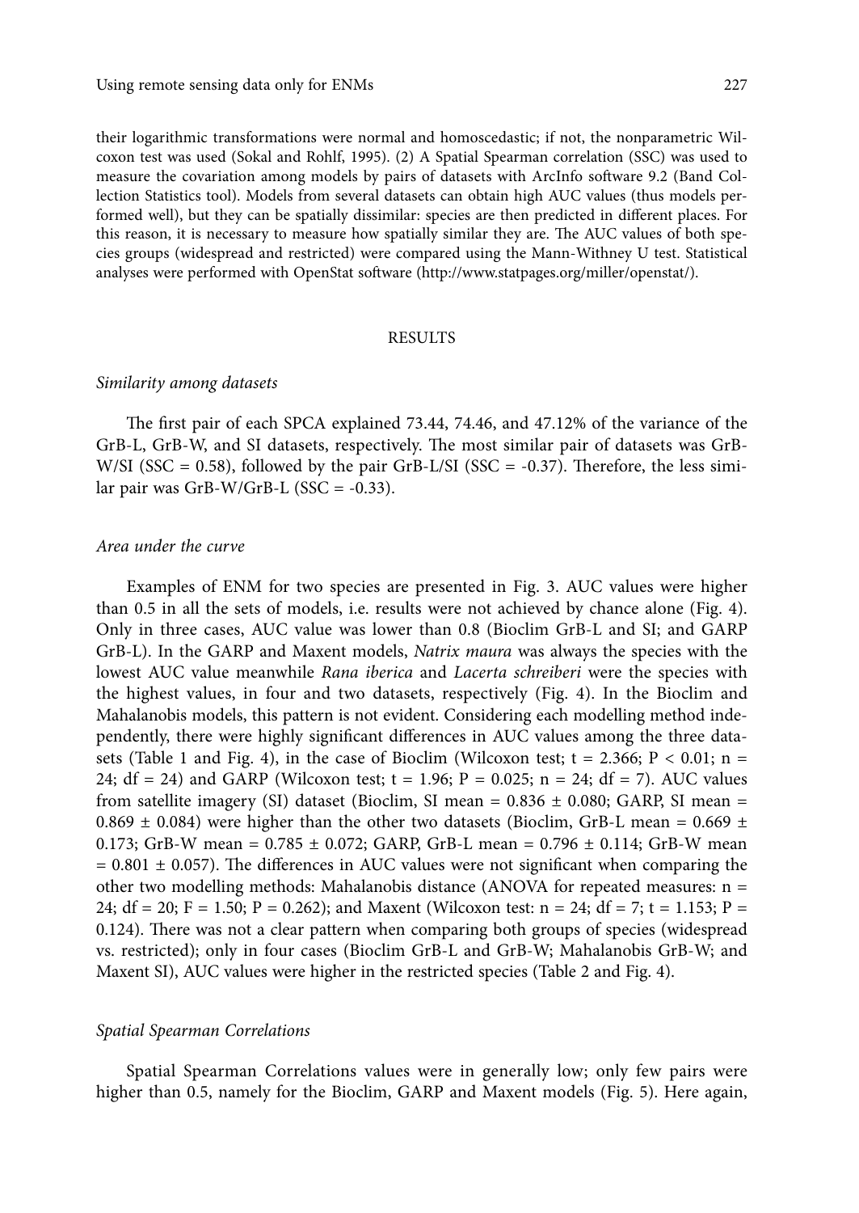their logarithmic transformations were normal and homoscedastic; if not, the nonparametric Wilcoxon test was used (Sokal and Rohlf, 1995). (2) A Spatial Spearman correlation (SSC) was used to measure the covariation among models by pairs of datasets with ArcInfo software 9.2 (Band Collection Statistics tool). Models from several datasets can obtain high AUC values (thus models performed well), but they can be spatially dissimilar: species are then predicted in different places. For this reason, it is necessary to measure how spatially similar they are. The AUC values of both species groups (widespread and restricted) were compared using the Mann-Withney U test. Statistical analyses were performed with OpenStat software (http://www.statpages.org/miller/openstat/).

## RESULTS

### *Similarity among datasets*

The first pair of each SPCA explained 73.44, 74.46, and 47.12% of the variance of the GrB-L, GrB-W, and SI datasets, respectively. The most similar pair of datasets was GrB-W/SI (SSC = 0.58), followed by the pair GrB-L/SI (SSC = -0.37). Therefore, the less similar pair was GrB-W/GrB-L (SSC = -0.33).

### *Area under the curve*

Examples of ENM for two species are presented in Fig. 3. AUC values were higher than 0.5 in all the sets of models, i.e. results were not achieved by chance alone (Fig. 4). Only in three cases, AUC value was lower than 0.8 (Bioclim GrB-L and SI; and GARP GrB-L). In the GARP and Maxent models, *Natrix maura* was always the species with the lowest AUC value meanwhile *Rana iberica* and *Lacerta schreiberi* were the species with the highest values, in four and two datasets, respectively (Fig. 4). In the Bioclim and Mahalanobis models, this pattern is not evident. Considering each modelling method independently, there were highly significant differences in AUC values among the three datasets (Table 1 and Fig. 4), in the case of Bioclim (Wilcoxon test; $t = 2.366$; $P < 0.01$; $n = 24$; $df = 24$) and GARP (Wilcoxon test; $t = 1.96$; $P = 0.025$; $n = 24$; $df = 7$). AUC values from satellite imagery (SI) dataset (Bioclim, SI mean = $0.836 \pm 0.080$; GARP, SI mean = $0.869 \pm 0.084$) were higher than the other two datasets (Bioclim, GrB-L mean = $0.669 \pm 0.173$; GrB-W mean = $0.785 \pm 0.072$; GARP, GrB-L mean = $0.796 \pm 0.114$; GrB-W mean = $0.801 \pm 0.057$). The differences in AUC values were not significant when comparing the other two modelling methods: Mahalanobis distance (ANOVA for repeated measures: $n = 24$; $df = 20$; $F = 1.50$; $P = 0.262$); and Maxent (Wilcoxon test: $n = 24$; $df = 7$; $t = 1.153$; $P = 0.124$). There was not a clear pattern when comparing both groups of species (widespread vs. restricted); only in four cases (Bioclim GrB-L and GrB-W; Mahalanobis GrB-W; and Maxent SI), AUC values were higher in the restricted species (Table 2 and Fig. 4).

### *Spatial Spearman Correlations*

Spatial Spearman Correlations values were in generally low; only few pairs were higher than 0.5, namely for the Bioclim, GARP and Maxent models (Fig. 5). Here again,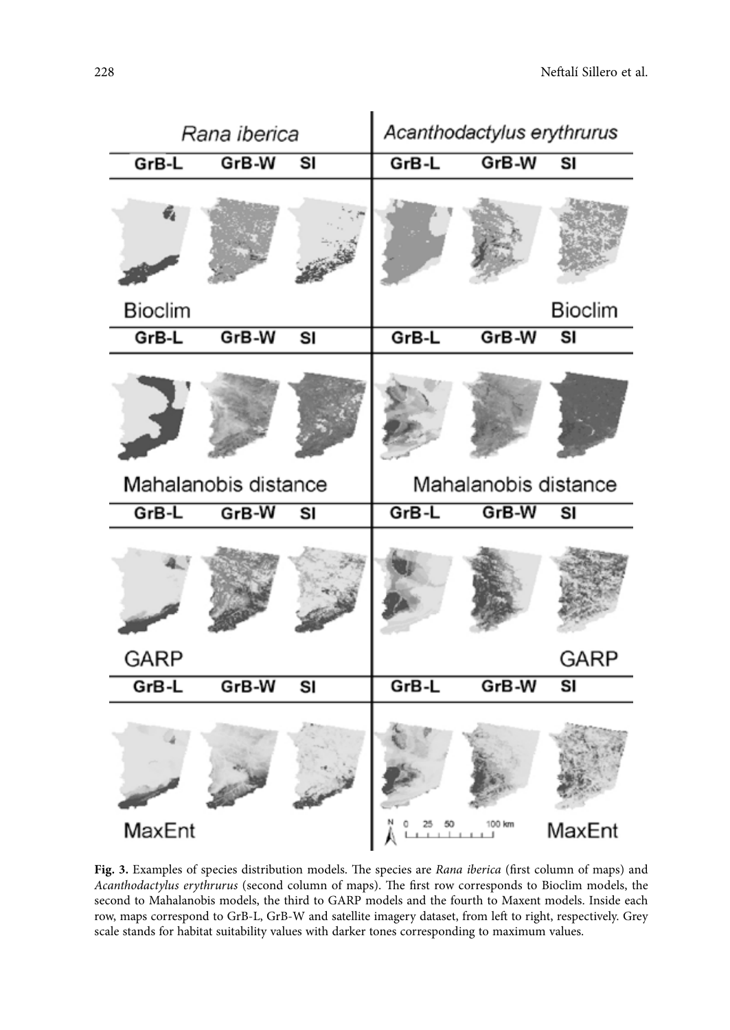**Fig. 3.** Examples of species distribution models. The species are *Rana iberica* (first column of maps) and *Acanthodactylus erythrurus* (second column of maps). The first row corresponds to Bioclim models, the second to Mahalanobis models, the third to GARP models and the fourth to Maxent models. Inside each row, maps correspond to GrB-L, GrB-W and satellite imagery dataset, from left to right, respectively. Grey scale stands for habitat suitability values with darker tones corresponding to maximum values.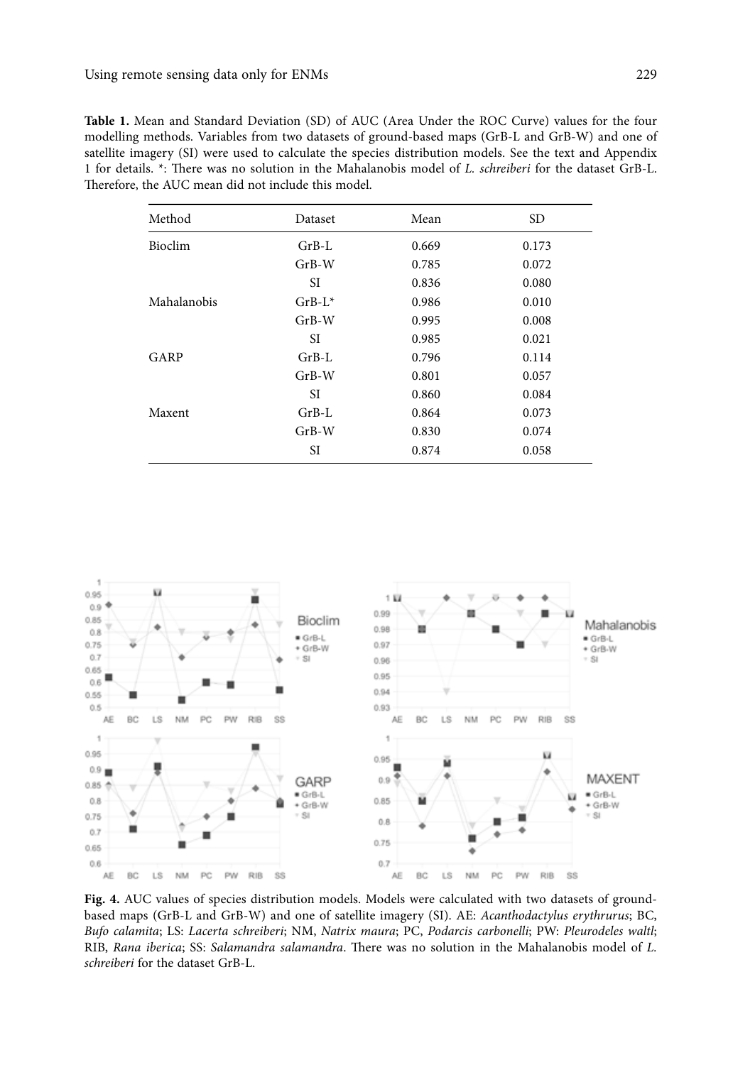**Table 1.** Mean and Standard Deviation (SD) of AUC (Area Under the ROC Curve) values for the four modelling methods. Variables from two datasets of ground-based maps (GrB-L and GrB-W) and one of satellite imagery (SI) were used to calculate the species distribution models. See the text and Appendix 1 for details. *: There was no solution in the Mahalanobis model of *L. schreiberi* for the dataset GrB-L. Therefore, the AUC mean did not include this model.

| Method | Dataset | Mean | SD |
|---|---|---|---|
| Bioclim | GrB-L | 0.669 | 0.173 |
| | GrB-W | 0.785 | 0.072 |
| | SI | 0.836 | 0.080 |
| Mahalanobis | GrB-L* | 0.986 | 0.010 |
| | GrB-W | 0.995 | 0.008 |
| | SI | 0.985 | 0.021 |
| GARP | GrB-L | 0.796 | 0.114 |
| | GrB-W | 0.801 | 0.057 |
| | SI | 0.860 | 0.084 |
| Maxent | GrB-L | 0.864 | 0.073 |
| | GrB-W | 0.830 | 0.074 |
| | SI | 0.874 | 0.058 |

**Fig. 4.** AUC values of species distribution models. Models were calculated with two datasets of ground-based maps (GrB-L and GrB-W) and one of satellite imagery (SI). AE: *Acanthodactylus erythrurus*; BC, *Bufo calamita*; LS: *Lacerta schreiberi*; NM, *Natrix maura*; PC, *Podarcis carbonelli*; PW: *Pleurodeles waltl*; RIB, *Rana iberica*; SS: *Salamandra salamandra*. There was no solution in the Mahalanobis model of *L. schreiberi* for the dataset GrB-L.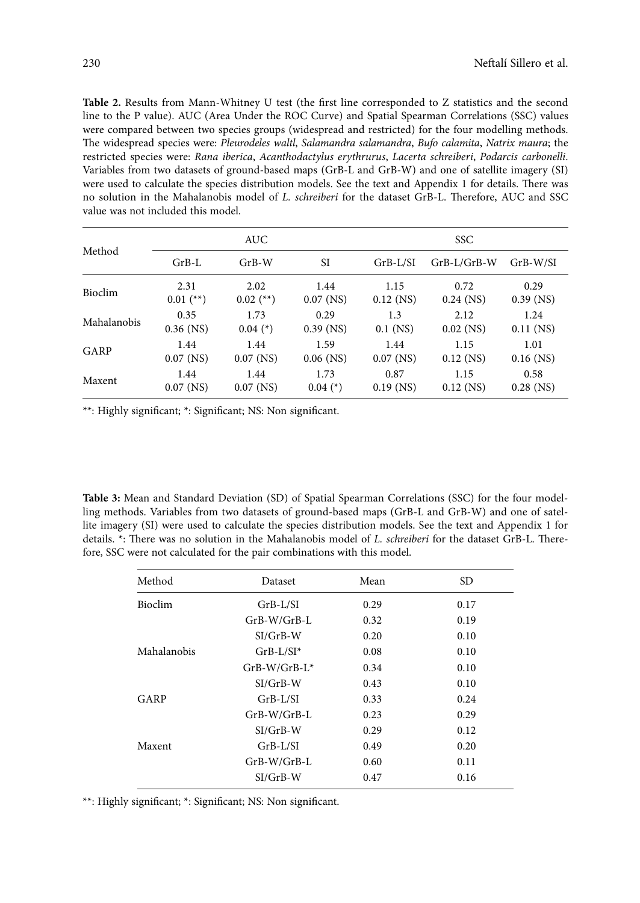**Table 2.** Results from Mann-Whitney U test (the first line corresponded to Z statistics and the second line to the P value). AUC (Area Under the ROC Curve) and Spatial Spearman Correlations (SSC) values were compared between two species groups (widespread and restricted) for the four modelling methods. The widespread species were: *Pleurodeles waltl*, *Salamandra salamandra*, *Bufo calamita*, *Natrix maura*; the restricted species were: *Rana iberica*, *Acanthodactylus erythrurus*, *Lacerta schreiberi*, *Podarcis carbonelli*. Variables from two datasets of ground-based maps (GrB-L and GrB-W) and one of satellite imagery (SI) were used to calculate the species distribution models. See the text and Appendix 1 for details. There was no solution in the Mahalanobis model of *L. schreiberi* for the dataset GrB-L. Therefore, AUC and SSC value was not included this model.

| Method | AUC | | | SSC | | |
|---|---|---|---|---|---|---|
| | GrB-L | GrB-W | SI | GrB-L/SI | GrB-L/GrB-W | GrB-W/SI |
| Bioclim | 2.31<br>0.01 (**) | 2.02<br>0.02 (**) | 1.44<br>0.07 (NS) | 1.15<br>0.12 (NS) | 0.72<br>0.24 (NS) | 0.29<br>0.39 (NS) |
| Mahalanobis | 0.35<br>0.36 (NS) | 1.73<br>0.04 (*) | 0.29<br>0.39 (NS) | 1.3<br>0.1 (NS) | 2.12<br>0.02 (NS) | 1.24<br>0.11 (NS) |
| GARP | 1.44<br>0.07 (NS) | 1.44<br>0.07 (NS) | 1.59<br>0.06 (NS) | 1.44<br>0.07 (NS) | 1.15<br>0.12 (NS) | 1.01<br>0.16 (NS) |
| Maxent | 1.44<br>0.07 (NS) | 1.44<br>0.07 (NS) | 1.73<br>0.04 (*) | 0.87<br>0.19 (NS) | 1.15<br>0.12 (NS) | 0.58<br>0.28 (NS) |

**: Highly significant; *: Significant; NS: Non significant.

**Table 3:** Mean and Standard Deviation (SD) of Spatial Spearman Correlations (SSC) for the four modelling methods. Variables from two datasets of ground-based maps (GrB-L and GrB-W) and one of satellite imagery (SI) were used to calculate the species distribution models. See the text and Appendix 1 for details. *: There was no solution in the Mahalanobis model of *L. schreiberi* for the dataset GrB-L. Therefore, SSC were not calculated for the pair combinations with this model.

| Method | Dataset | Mean | SD |
|---|---|---|---|
| Bioclim | GrB-L/SI | 0.29 | 0.17 |
| | GrB-W/GrB-L | 0.32 | 0.19 |
| | SI/GrB-W | 0.20 | 0.10 |
| Mahalanobis | GrB-L/SI* | 0.08 | 0.10 |
| | GrB-W/GrB-L* | 0.34 | 0.10 |
| | SI/GrB-W | 0.43 | 0.10 |
| GARP | GrB-L/SI | 0.33 | 0.24 |
| | GrB-W/GrB-L | 0.23 | 0.29 |
| | SI/GrB-W | 0.29 | 0.12 |
| Maxent | GrB-L/SI | 0.49 | 0.20 |
| | GrB-W/GrB-L | 0.60 | 0.11 |
| | SI/GrB-W | 0.47 | 0.16 |

**: Highly significant; *: Significant; NS: Non significant.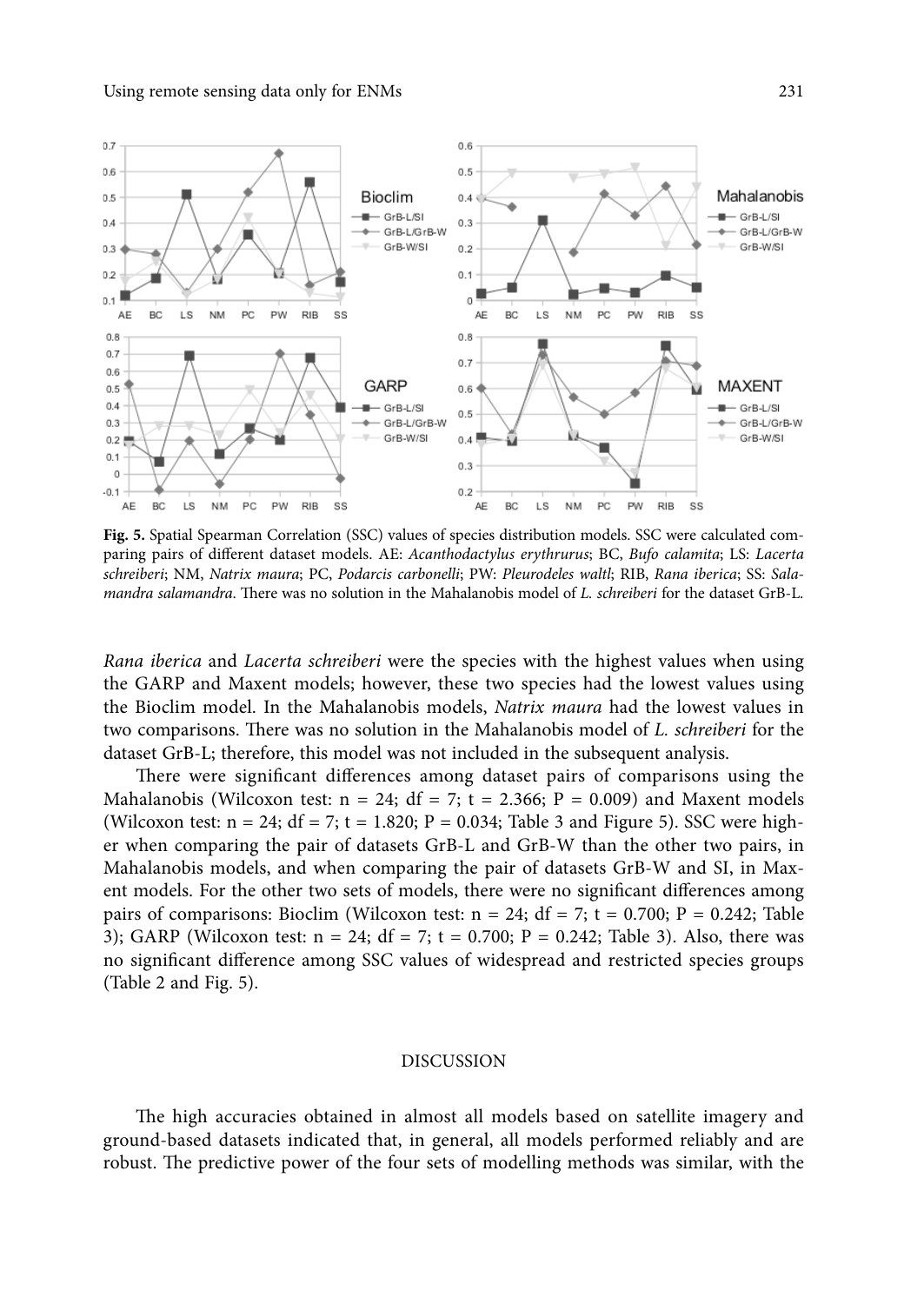**Fig. 5.** Spatial Spearman Correlation (SSC) values of species distribution models. SSC were calculated comparing pairs of different dataset models. AE: *Acanthodactylus erythrurus*; BC, *Bufo calamita*; LS: *Lacerta schreiberi*; NM, *Natrix maura*; PC, *Podarcis carbonelli*; PW: *Pleurodeles waltl*; RIB, *Rana iberica*; SS: *Salamandra salamandra*. There was no solution in the Mahalanobis model of *L. schreiberi* for the dataset GrB-L.

*Rana iberica* and *Lacerta schreiberi* were the species with the highest values when using the GARP and Maxent models; however, these two species had the lowest values using the Bioclim model. In the Mahalanobis models, *Natrix maura* had the lowest values in two comparisons. There was no solution in the Mahalanobis model of *L. schreiberi* for the dataset GrB-L; therefore, this model was not included in the subsequent analysis.

There were significant differences among dataset pairs of comparisons using the Mahalanobis (Wilcoxon test: $n = 24$; $df = 7$; $t = 2.366$; $P = 0.009$) and Maxent models (Wilcoxon test: $n = 24$; $df = 7$; $t = 1.820$; $P = 0.034$; Table 3 and Figure 5). SSC were higher when comparing the pair of datasets GrB-L and GrB-W than the other two pairs, in Mahalanobis models, and when comparing the pair of datasets GrB-W and SI, in Maxent models. For the other two sets of models, there were no significant differences among pairs of comparisons: Bioclim (Wilcoxon test: $n = 24$; $df = 7$; $t = 0.700$; $P = 0.242$; Table 3); GARP (Wilcoxon test: $n = 24$; $df = 7$; $t = 0.700$; $P = 0.242$; Table 3). Also, there was no significant difference among SSC values of widespread and restricted species groups (Table 2 and Fig. 5).

## DISCUSSION

The high accuracies obtained in almost all models based on satellite imagery and ground-based datasets indicated that, in general, all models performed reliably and are robust. The predictive power of the four sets of modelling methods was similar, with the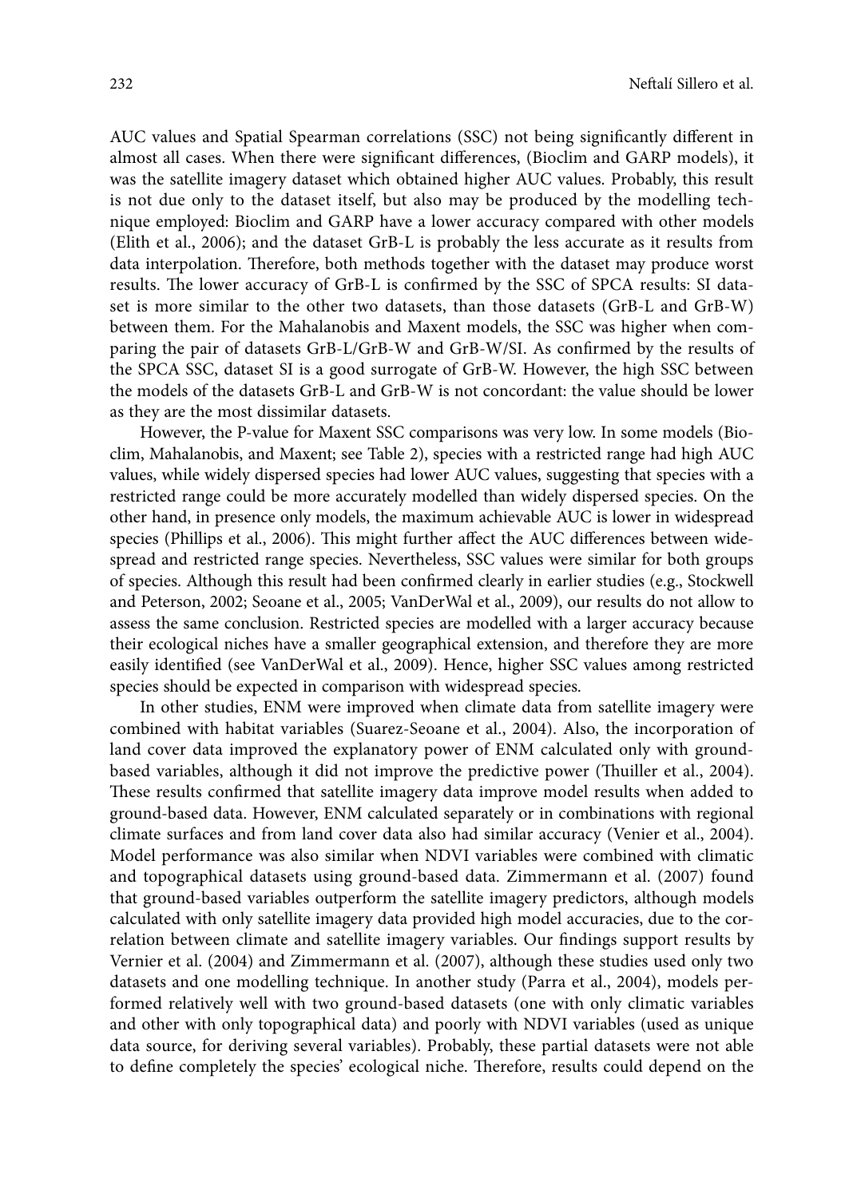AUC values and Spatial Spearman correlations (SSC) not being significantly different in almost all cases. When there were significant differences, (Bioclim and GARP models), it was the satellite imagery dataset which obtained higher AUC values. Probably, this result is not due only to the dataset itself, but also may be produced by the modelling technique employed: Bioclim and GARP have a lower accuracy compared with other models (Elith et al., 2006); and the dataset GrB-L is probably the less accurate as it results from data interpolation. Therefore, both methods together with the dataset may produce worst results. The lower accuracy of GrB-L is confirmed by the SSC of SPCA results: SI dataset is more similar to the other two datasets, than those datasets (GrB-L and GrB-W) between them. For the Mahalanobis and Maxent models, the SSC was higher when comparing the pair of datasets GrB-L/GrB-W and GrB-W/SI. As confirmed by the results of the SPCA SSC, dataset SI is a good surrogate of GrB-W. However, the high SSC between the models of the datasets GrB-L and GrB-W is not concordant: the value should be lower as they are the most dissimilar datasets.

However, the P-value for Maxent SSC comparisons was very low. In some models (Bioclim, Mahalanobis, and Maxent; see Table 2), species with a restricted range had high AUC values, while widely dispersed species had lower AUC values, suggesting that species with a restricted range could be more accurately modelled than widely dispersed species. On the other hand, in presence only models, the maximum achievable AUC is lower in widespread species (Phillips et al., 2006). This might further affect the AUC differences between widespread and restricted range species. Nevertheless, SSC values were similar for both groups of species. Although this result had been confirmed clearly in earlier studies (e.g., Stockwell and Peterson, 2002; Seoane et al., 2005; VanDerWal et al., 2009), our results do not allow to assess the same conclusion. Restricted species are modelled with a larger accuracy because their ecological niches have a smaller geographical extension, and therefore they are more easily identified (see VanDerWal et al., 2009). Hence, higher SSC values among restricted species should be expected in comparison with widespread species.

In other studies, ENM were improved when climate data from satellite imagery were combined with habitat variables (Suarez-Seoane et al., 2004). Also, the incorporation of land cover data improved the explanatory power of ENM calculated only with ground-based variables, although it did not improve the predictive power (Thuiller et al., 2004). These results confirmed that satellite imagery data improve model results when added to ground-based data. However, ENM calculated separately or in combinations with regional climate surfaces and from land cover data also had similar accuracy (Venier et al., 2004). Model performance was also similar when NDVI variables were combined with climatic and topographical datasets using ground-based data. Zimmermann et al. (2007) found that ground-based variables outperform the satellite imagery predictors, although models calculated with only satellite imagery data provided high model accuracies, due to the correlation between climate and satellite imagery variables. Our findings support results by Vernier et al. (2004) and Zimmermann et al. (2007), although these studies used only two datasets and one modelling technique. In another study (Parra et al., 2004), models performed relatively well with two ground-based datasets (one with only climatic variables and other with only topographical data) and poorly with NDVI variables (used as unique data source, for deriving several variables). Probably, these partial datasets were not able to define completely the species' ecological niche. Therefore, results could depend on the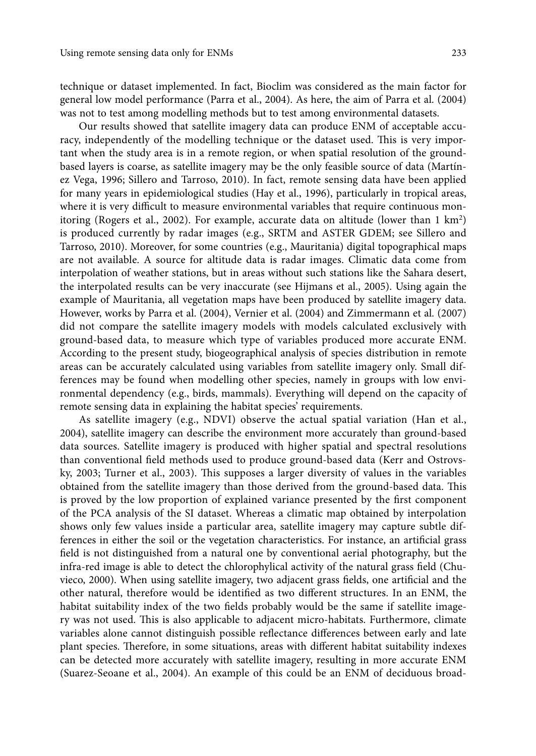technique or dataset implemented. In fact, Bioclim was considered as the main factor for general low model performance (Parra et al., 2004). As here, the aim of Parra et al. (2004) was not to test among modelling methods but to test among environmental datasets.

Our results showed that satellite imagery data can produce ENM of acceptable accuracy, independently of the modelling technique or the dataset used. This is very important when the study area is in a remote region, or when spatial resolution of the ground-based layers is coarse, as satellite imagery may be the only feasible source of data (Martínez Vega, 1996; Sillero and Tarroso, 2010). In fact, remote sensing data have been applied for many years in epidemiological studies (Hay et al., 1996), particularly in tropical areas, where it is very difficult to measure environmental variables that require continuous monitoring (Rogers et al., 2002). For example, accurate data on altitude (lower than 1 km$^2$) is produced currently by radar images (e.g., SRTM and ASTER GDEM; see Sillero and Tarroso, 2010). Moreover, for some countries (e.g., Mauritania) digital topographical maps are not available. A source for altitude data is radar images. Climatic data come from interpolation of weather stations, but in areas without such stations like the Sahara desert, the interpolated results can be very inaccurate (see Hijmans et al., 2005). Using again the example of Mauritania, all vegetation maps have been produced by satellite imagery data. However, works by Parra et al. (2004), Vernier et al. (2004) and Zimmermann et al. (2007) did not compare the satellite imagery models with models calculated exclusively with ground-based data, to measure which type of variables produced more accurate ENM. According to the present study, biogeographical analysis of species distribution in remote areas can be accurately calculated using variables from satellite imagery only. Small differences may be found when modelling other species, namely in groups with low environmental dependency (e.g., birds, mammals). Everything will depend on the capacity of remote sensing data in explaining the habitat species' requirements.

As satellite imagery (e.g., NDVI) observe the actual spatial variation (Han et al., 2004), satellite imagery can describe the environment more accurately than ground-based data sources. Satellite imagery is produced with higher spatial and spectral resolutions than conventional field methods used to produce ground-based data (Kerr and Ostrovsky, 2003; Turner et al., 2003). This supposes a larger diversity of values in the variables obtained from the satellite imagery than those derived from the ground-based data. This is proved by the low proportion of explained variance presented by the first component of the PCA analysis of the SI dataset. Whereas a climatic map obtained by interpolation shows only few values inside a particular area, satellite imagery may capture subtle differences in either the soil or the vegetation characteristics. For instance, an artificial grass field is not distinguished from a natural one by conventional aerial photography, but the infra-red image is able to detect the chlorophylical activity of the natural grass field (Chuvieco, 2000). When using satellite imagery, two adjacent grass fields, one artificial and the other natural, therefore would be identified as two different structures. In an ENM, the habitat suitability index of the two fields probably would be the same if satellite imagery was not used. This is also applicable to adjacent micro-habitats. Furthermore, climate variables alone cannot distinguish possible reflectance differences between early and late plant species. Therefore, in some situations, areas with different habitat suitability indexes can be detected more accurately with satellite imagery, resulting in more accurate ENM (Suarez-Seoane et al., 2004). An example of this could be an ENM of deciduous broad-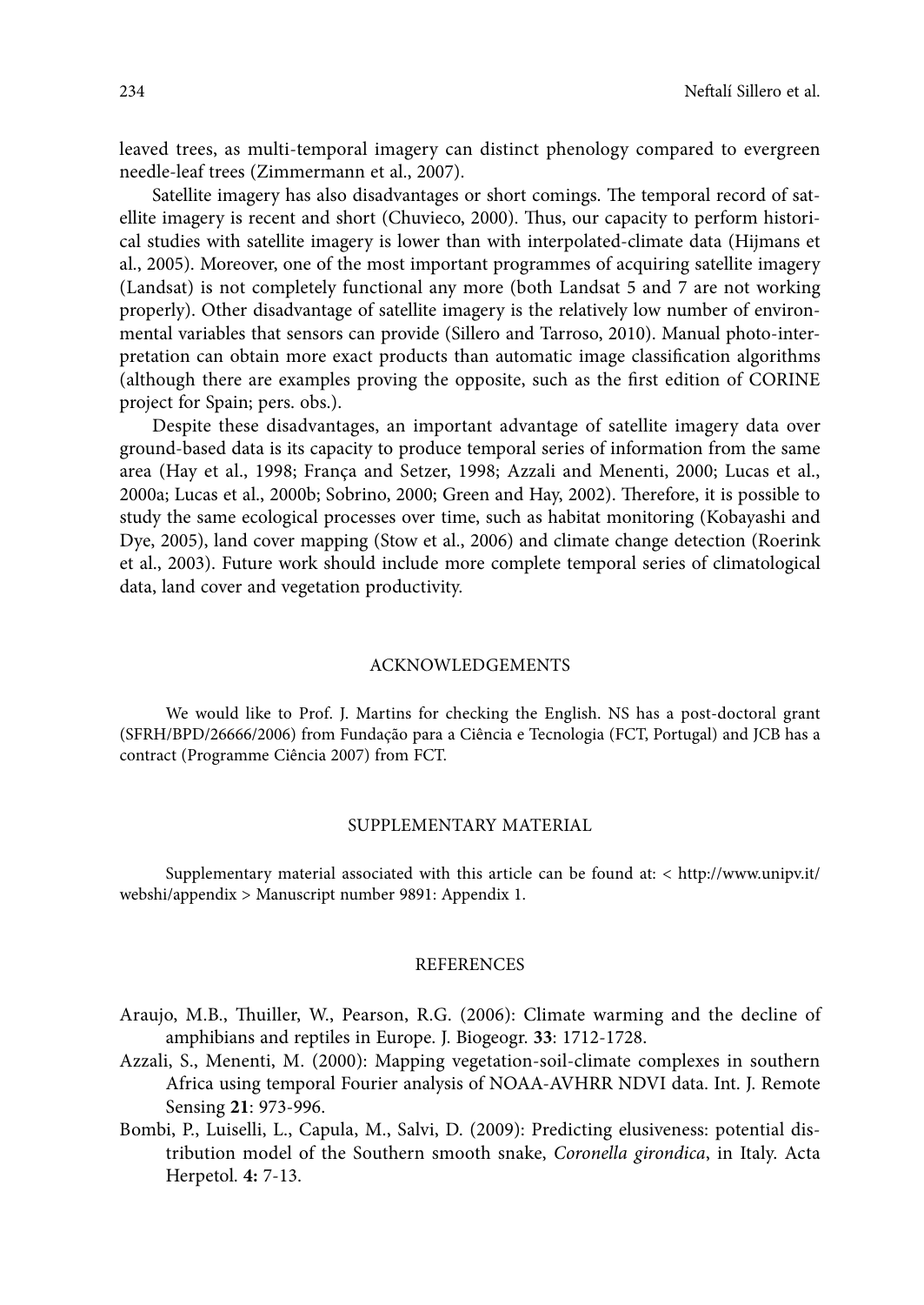leaved trees, as multi-temporal imagery can distinct phenology compared to evergreen needle-leaf trees (Zimmermann et al., 2007).

Satellite imagery has also disadvantages or short comings. The temporal record of satellite imagery is recent and short (Chuvieco, 2000). Thus, our capacity to perform historical studies with satellite imagery is lower than with interpolated-climate data (Hijmans et al., 2005). Moreover, one of the most important programmes of acquiring satellite imagery (Landsat) is not completely functional any more (both Landsat 5 and 7 are not working properly). Other disadvantage of satellite imagery is the relatively low number of environmental variables that sensors can provide (Sillero and Tarroso, 2010). Manual photo-interpretation can obtain more exact products than automatic image classification algorithms (although there are examples proving the opposite, such as the first edition of CORINE project for Spain; pers. obs.).

Despite these disadvantages, an important advantage of satellite imagery data over ground-based data is its capacity to produce temporal series of information from the same area (Hay et al., 1998; França and Setzer, 1998; Azzali and Menenti, 2000; Lucas et al., 2000a; Lucas et al., 2000b; Sobrino, 2000; Green and Hay, 2002). Therefore, it is possible to study the same ecological processes over time, such as habitat monitoring (Kobayashi and Dye, 2005), land cover mapping (Stow et al., 2006) and climate change detection (Roerink et al., 2003). Future work should include more complete temporal series of climatological data, land cover and vegetation productivity.

## ACKNOWLEDGEMENTS

We would like to Prof. J. Martins for checking the English. NS has a post-doctoral grant (SFRH/BPD/26666/2006) from Fundação para a Ciência e Tecnologia (FCT, Portugal) and JCB has a contract (Programme Ciência 2007) from FCT.

## SUPPLEMENTARY MATERIAL

Supplementary material associated with this article can be found at: < http://www.unipv.it/webshi/appendix > Manuscript number 9891: Appendix 1.

## REFERENCES

Araujo, M.B., Thuiller, W., Pearson, R.G. (2006): Climate warming and the decline of amphibians and reptiles in Europe. J. Biogeogr. **33**: 1712-1728.

Azzali, S., Menenti, M. (2000): Mapping vegetation-soil-climate complexes in southern Africa using temporal Fourier analysis of NOAA-AVHRR NDVI data. Int. J. Remote Sensing **21**: 973-996.

Bombi, P., Luiselli, L., Capula, M., Salvi, D. (2009): Predicting elusiveness: potential distribution model of the Southern smooth snake, *Coronella girondica*, in Italy. Acta Herpetol. **4:** 7-13.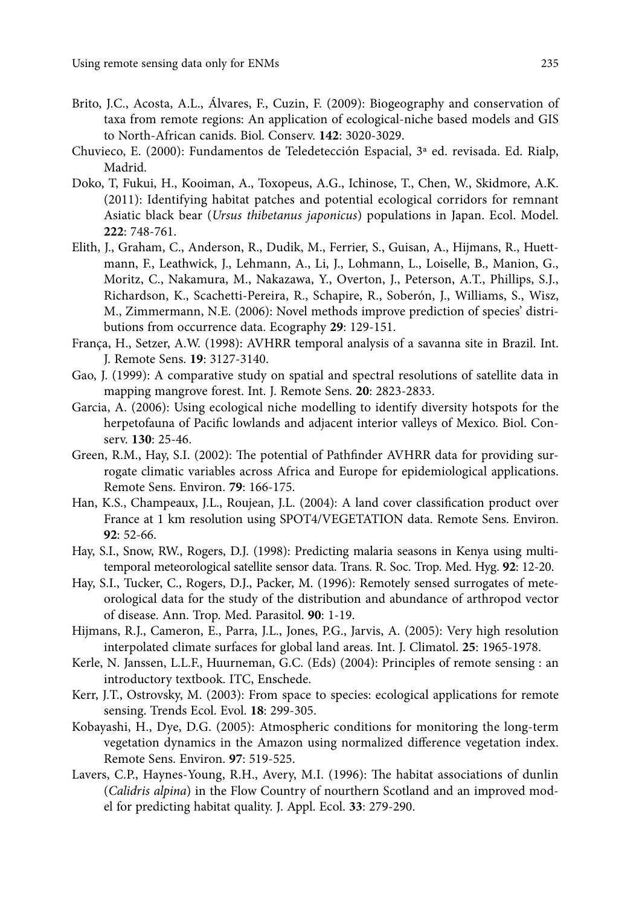Brito, J.C., Acosta, A.L., Álvares, F., Cuzin, F. (2009): Biogeography and conservation of taxa from remote regions: An application of ecological-niche based models and GIS to North-African canids. Biol. Conserv. **142**: 3020-3029.

Chuvieco, E. (2000): Fundamentos de Teledetección Espacial, 3ª ed. revisada. Ed. Rialp, Madrid.

Doko, T, Fukui, H., Kooiman, A., Toxopeus, A.G., Ichinose, T., Chen, W., Skidmore, A.K. (2011): Identifying habitat patches and potential ecological corridors for remnant Asiatic black bear (*Ursus thibetanus japonicus*) populations in Japan. Ecol. Model. **222**: 748-761.

Elith, J., Graham, C., Anderson, R., Dudik, M., Ferrier, S., Guisan, A., Hijmans, R., Huettmann, F., Leathwick, J., Lehmann, A., Li, J., Lohmann, L., Loiselle, B., Manion, G., Moritz, C., Nakamura, M., Nakazawa, Y., Overton, J., Peterson, A.T., Phillips, S.J., Richardson, K., Scachetti-Pereira, R., Schapire, R., Soberón, J., Williams, S., Wisz, M., Zimmermann, N.E. (2006): Novel methods improve prediction of species' distributions from occurrence data. Ecography **29**: 129-151.

França, H., Setzer, A.W. (1998): AVHRR temporal analysis of a savanna site in Brazil. Int. J. Remote Sens. **19**: 3127-3140.

Gao, J. (1999): A comparative study on spatial and spectral resolutions of satellite data in mapping mangrove forest. Int. J. Remote Sens. **20**: 2823-2833.

Garcia, A. (2006): Using ecological niche modelling to identify diversity hotspots for the herpetofauna of Pacific lowlands and adjacent interior valleys of Mexico. Biol. Conserv. **130**: 25-46.

Green, R.M., Hay, S.I. (2002): The potential of Pathfinder AVHRR data for providing surrogate climatic variables across Africa and Europe for epidemiological applications. Remote Sens. Environ. **79**: 166-175.

Han, K.S., Champeaux, J.L., Roujean, J.L. (2004): A land cover classification product over France at 1 km resolution using SPOT4/VEGETATION data. Remote Sens. Environ. **92**: 52-66.

Hay, S.I., Snow, RW., Rogers, D.J. (1998): Predicting malaria seasons in Kenya using multitemporal meteorological satellite sensor data. Trans. R. Soc. Trop. Med. Hyg. **92**: 12-20.

Hay, S.I., Tucker, C., Rogers, D.J., Packer, M. (1996): Remotely sensed surrogates of meteorological data for the study of the distribution and abundance of arthropod vector of disease. Ann. Trop. Med. Parasitol. **90**: 1-19.

Hijmans, R.J., Cameron, E., Parra, J.L., Jones, P.G., Jarvis, A. (2005): Very high resolution interpolated climate surfaces for global land areas. Int. J. Climatol. **25**: 1965-1978.

Kerle, N. Janssen, L.L.F., Huurneman, G.C. (Eds) (2004): Principles of remote sensing : an introductory textbook. ITC, Enschede.

Kerr, J.T., Ostrovsky, M. (2003): From space to species: ecological applications for remote sensing. Trends Ecol. Evol. **18**: 299-305.

Kobayashi, H., Dye, D.G. (2005): Atmospheric conditions for monitoring the long-term vegetation dynamics in the Amazon using normalized difference vegetation index. Remote Sens. Environ. **97**: 519-525.

Lavers, C.P., Haynes-Young, R.H., Avery, M.I. (1996): The habitat associations of dunlin (*Calidris alpina*) in the Flow Country of nourthern Scotland and an improved model for predicting habitat quality. J. Appl. Ecol. **33**: 279-290.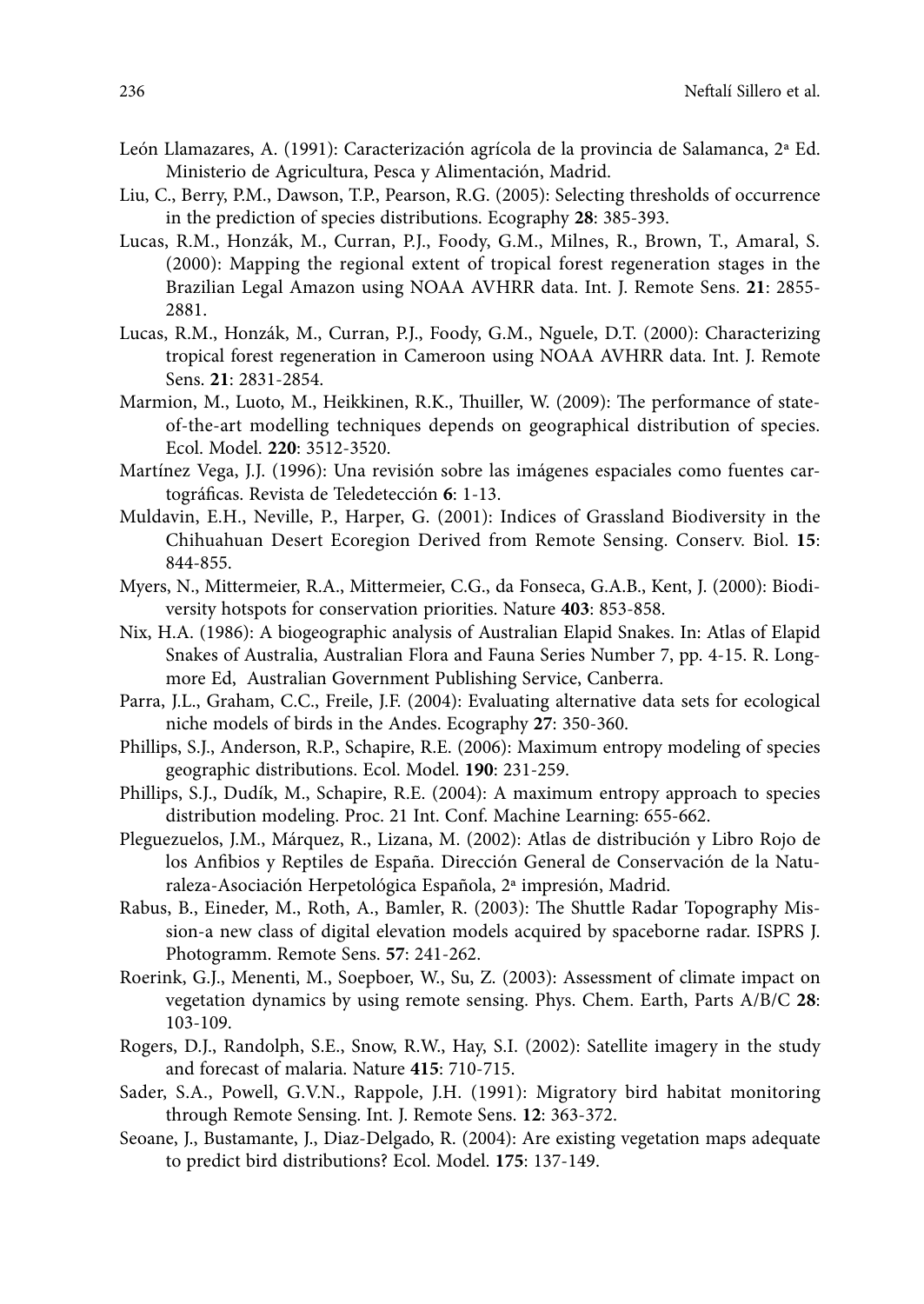León Llamazares, A. (1991): Caracterización agrícola de la provincia de Salamanca, 2ª Ed. Ministerio de Agricultura, Pesca y Alimentación, Madrid.

Liu, C., Berry, P.M., Dawson, T.P., Pearson, R.G. (2005): Selecting thresholds of occurrence in the prediction of species distributions. Ecography **28**: 385-393.

Lucas, R.M., Honzák, M., Curran, P.J., Foody, G.M., Milnes, R., Brown, T., Amaral, S. (2000): Mapping the regional extent of tropical forest regeneration stages in the Brazilian Legal Amazon using NOAA AVHRR data. Int. J. Remote Sens. **21**: 2855-2881.

Lucas, R.M., Honzák, M., Curran, P.J., Foody, G.M., Nguele, D.T. (2000): Characterizing tropical forest regeneration in Cameroon using NOAA AVHRR data. Int. J. Remote Sens. **21**: 2831-2854.

Marmion, M., Luoto, M., Heikkinen, R.K., Thuiller, W. (2009): The performance of state-of-the-art modelling techniques depends on geographical distribution of species. Ecol. Model. **220**: 3512-3520.

Martínez Vega, J.J. (1996): Una revisión sobre las imágenes espaciales como fuentes cartográficas. Revista de Teledetección **6**: 1-13.

Muldavin, E.H., Neville, P., Harper, G. (2001): Indices of Grassland Biodiversity in the Chihuahuan Desert Ecoregion Derived from Remote Sensing. Conserv. Biol. **15**: 844-855.

Myers, N., Mittermeier, R.A., Mittermeier, C.G., da Fonseca, G.A.B., Kent, J. (2000): Biodiversity hotspots for conservation priorities. Nature **403**: 853-858.

Nix, H.A. (1986): A biogeographic analysis of Australian Elapid Snakes. In: Atlas of Elapid Snakes of Australia, Australian Flora and Fauna Series Number 7, pp. 4-15. R. Longmore Ed, Australian Government Publishing Service, Canberra.

Parra, J.L., Graham, C.C., Freile, J.F. (2004): Evaluating alternative data sets for ecological niche models of birds in the Andes. Ecography **27**: 350-360.

Phillips, S.J., Anderson, R.P., Schapire, R.E. (2006): Maximum entropy modeling of species geographic distributions. Ecol. Model. **190**: 231-259.

Phillips, S.J., Dudík, M., Schapire, R.E. (2004): A maximum entropy approach to species distribution modeling. Proc. 21 Int. Conf. Machine Learning: 655-662.

Pleguezuelos, J.M., Márquez, R., Lizana, M. (2002): Atlas de distribución y Libro Rojo de los Anfibios y Reptiles de España. Dirección General de Conservación de la Naturaleza-Asociación Herpetológica Española, 2ª impresión, Madrid.

Rabus, B., Eineder, M., Roth, A., Bamler, R. (2003): The Shuttle Radar Topography Mission-a new class of digital elevation models acquired by spaceborne radar. ISPRS J. Photogramm. Remote Sens. **57**: 241-262.

Roerink, G.J., Menenti, M., Soepboer, W., Su, Z. (2003): Assessment of climate impact on vegetation dynamics by using remote sensing. Phys. Chem. Earth, Parts A/B/C **28**: 103-109.

Rogers, D.J., Randolph, S.E., Snow, R.W., Hay, S.I. (2002): Satellite imagery in the study and forecast of malaria. Nature **415**: 710-715.

Sader, S.A., Powell, G.V.N., Rappole, J.H. (1991): Migratory bird habitat monitoring through Remote Sensing. Int. J. Remote Sens. **12**: 363-372.

Seoane, J., Bustamante, J., Diaz-Delgado, R. (2004): Are existing vegetation maps adequate to predict bird distributions? Ecol. Model. **175**: 137-149.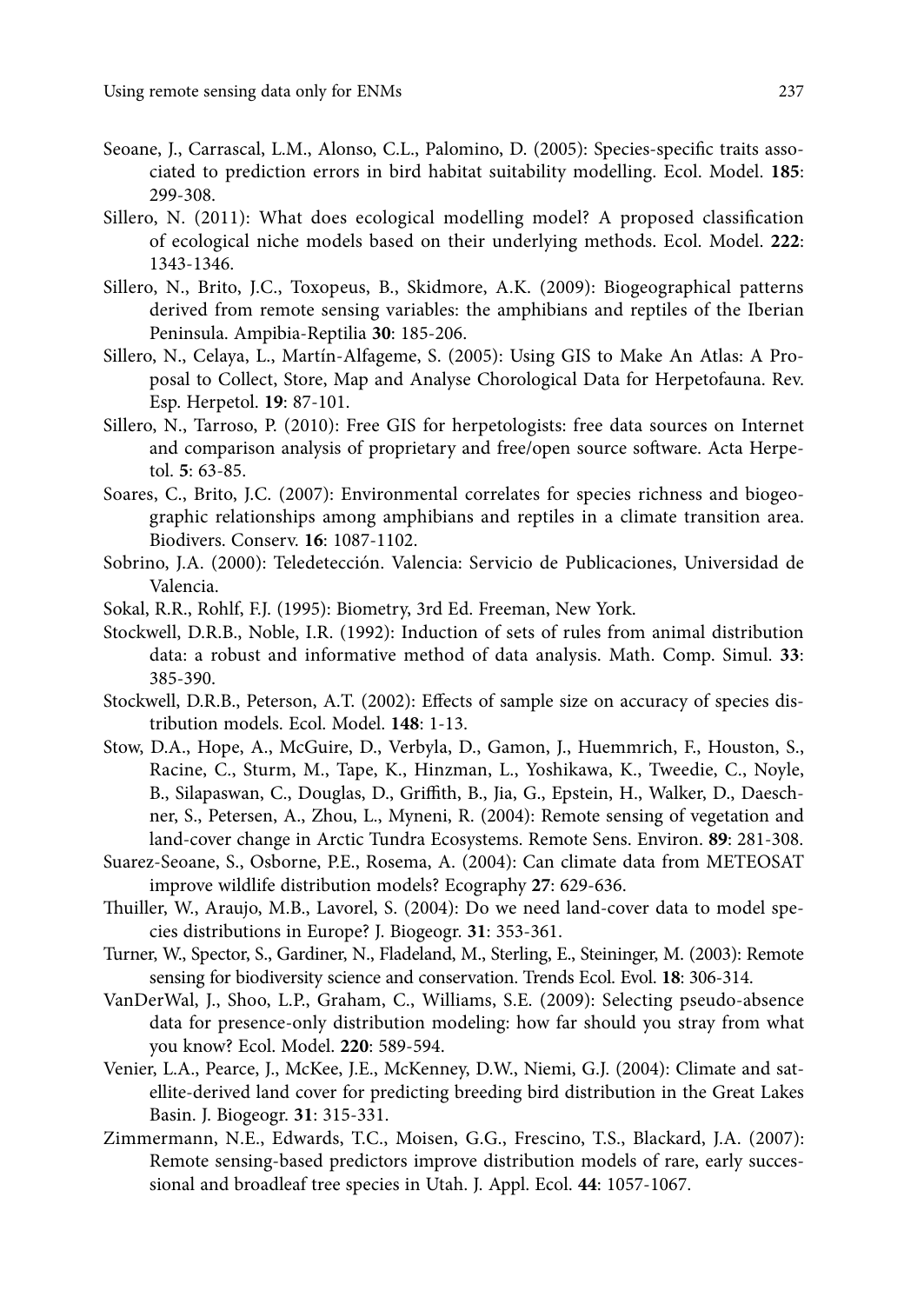Seoane, J., Carrascal, L.M., Alonso, C.L., Palomino, D. (2005): Species-specific traits associated to prediction errors in bird habitat suitability modelling. Ecol. Model. **185**: 299-308.

Sillero, N. (2011): What does ecological modelling model? A proposed classification of ecological niche models based on their underlying methods. Ecol. Model. **222**: 1343-1346.

Sillero, N., Brito, J.C., Toxopeus, B., Skidmore, A.K. (2009): Biogeographical patterns derived from remote sensing variables: the amphibians and reptiles of the Iberian Peninsula. Ampibia-Reptilia **30**: 185-206.

Sillero, N., Celaya, L., Martín-Alfageme, S. (2005): Using GIS to Make An Atlas: A Proposal to Collect, Store, Map and Analyse Chorological Data for Herpetofauna. Rev. Esp. Herpetol. **19**: 87-101.

Sillero, N., Tarroso, P. (2010): Free GIS for herpetologists: free data sources on Internet and comparison analysis of proprietary and free/open source software. Acta Herpetol. **5**: 63-85.

Soares, C., Brito, J.C. (2007): Environmental correlates for species richness and biogeographic relationships among amphibians and reptiles in a climate transition area. Biodivers. Conserv. **16**: 1087-1102.

Sobrino, J.A. (2000): Teledetección. Valencia: Servicio de Publicaciones, Universidad de Valencia.

Sokal, R.R., Rohlf, F.J. (1995): Biometry, 3rd Ed. Freeman, New York.

Stockwell, D.R.B., Noble, I.R. (1992): Induction of sets of rules from animal distribution data: a robust and informative method of data analysis. Math. Comp. Simul. **33**: 385-390.

Stockwell, D.R.B., Peterson, A.T. (2002): Effects of sample size on accuracy of species distribution models. Ecol. Model. **148**: 1-13.

Stow, D.A., Hope, A., McGuire, D., Verbyla, D., Gamon, J., Huemmrich, F., Houston, S., Racine, C., Sturm, M., Tape, K., Hinzman, L., Yoshikawa, K., Tweedie, C., Noyle, B., Silapaswan, C., Douglas, D., Griffith, B., Jia, G., Epstein, H., Walker, D., Daeschner, S., Petersen, A., Zhou, L., Myneni, R. (2004): Remote sensing of vegetation and land-cover change in Arctic Tundra Ecosystems. Remote Sens. Environ. **89**: 281-308.

Suarez-Seoane, S., Osborne, P.E., Rosema, A. (2004): Can climate data from METEOSAT improve wildlife distribution models? Ecography **27**: 629-636.

Thuiller, W., Araujo, M.B., Lavorel, S. (2004): Do we need land-cover data to model species distributions in Europe? J. Biogeogr. **31**: 353-361.

Turner, W., Spector, S., Gardiner, N., Fladeland, M., Sterling, E., Steininger, M. (2003): Remote sensing for biodiversity science and conservation. Trends Ecol. Evol. **18**: 306-314.

VanDerWal, J., Shoo, L.P., Graham, C., Williams, S.E. (2009): Selecting pseudo-absence data for presence-only distribution modeling: how far should you stray from what you know? Ecol. Model. **220**: 589-594.

Venier, L.A., Pearce, J., McKee, J.E., McKenney, D.W., Niemi, G.J. (2004): Climate and satellite-derived land cover for predicting breeding bird distribution in the Great Lakes Basin. J. Biogeogr. **31**: 315-331.

Zimmermann, N.E., Edwards, T.C., Moisen, G.G., Frescino, T.S., Blackard, J.A. (2007): Remote sensing-based predictors improve distribution models of rare, early successional and broadleaf tree species in Utah. J. Appl. Ecol. **44**: 1057-1067.